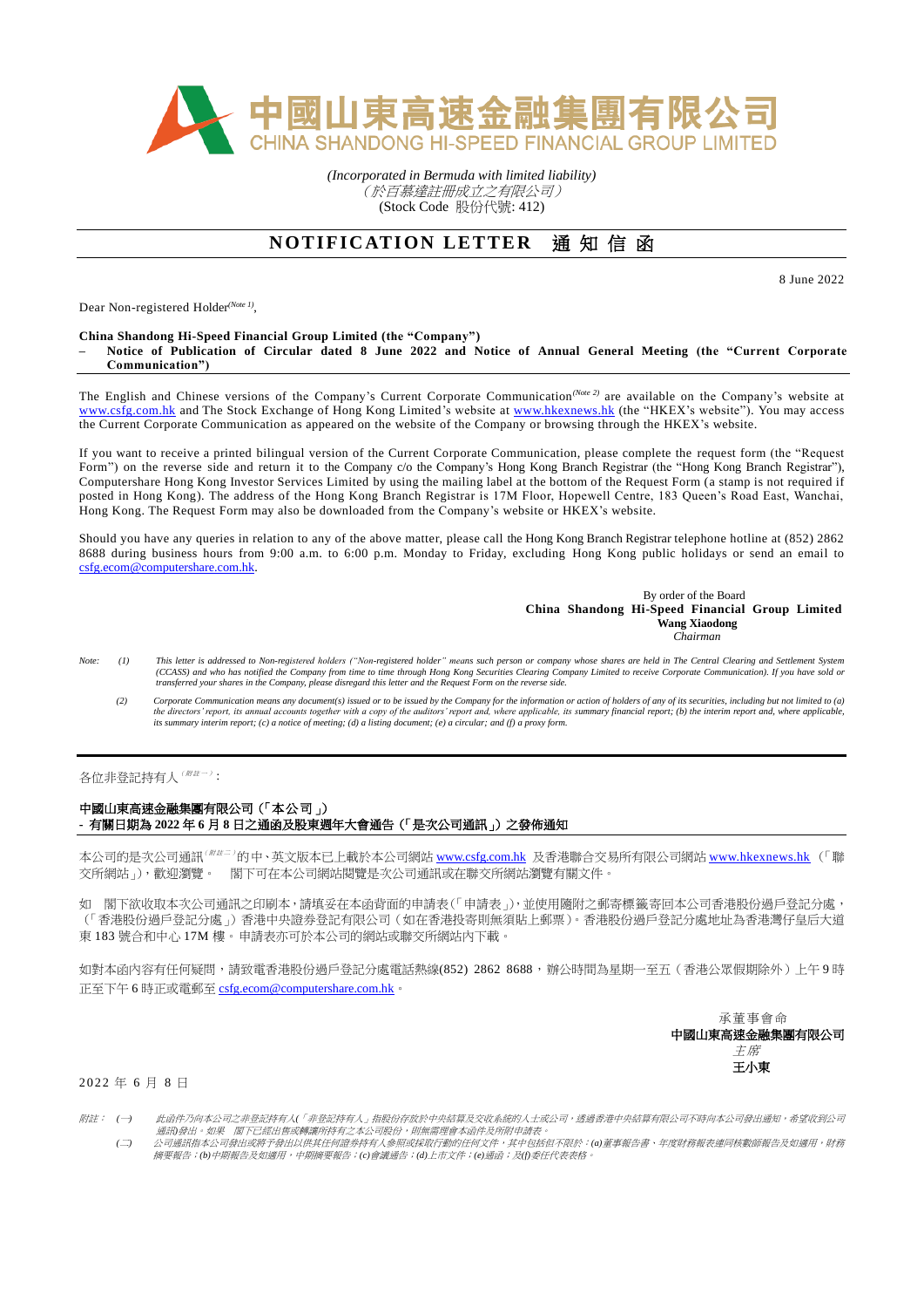# 中國山東高速金融集團有限公司
# CHINA SHANDONG HI-SPEED FINANCIAL GROUP LIMITED

*(Incorporated in Bermuda with limited liability)*
*（於百慕達註冊成立之有限公司）*
(Stock Code 股份代號: 412)

## NOTIFICATION LETTER 通知信函

8 June 2022

Dear Non-registered Holder[(Note 1)],

**China Shandong Hi-Speed Financial Group Limited (the "Company")**
**– Notice of Publication of Circular dated 8 June 2022 and Notice of Annual General Meeting (the "Current Corporate Communication")**

The English and Chinese versions of the Company's Current Corporate Communication[(Note 2)] are available on the Company's website at www.csfg.com.hk and The Stock Exchange of Hong Kong Limited's website at www.hkexnews.hk (the "HKEX's website"). You may access the Current Corporate Communication as appeared on the website of the Company or browsing through the HKEX's website.

If you want to receive a printed bilingual version of the Current Corporate Communication, please complete the request form (the "Request Form") on the reverse side and return it to the Company c/o the Company's Hong Kong Branch Registrar (the "Hong Kong Branch Registrar"), Computershare Hong Kong Investor Services Limited by using the mailing label at the bottom of the Request Form (a stamp is not required if posted in Hong Kong). The address of the Hong Kong Branch Registrar is 17M Floor, Hopewell Centre, 183 Queen's Road East, Wanchai, Hong Kong. The Request Form may also be downloaded from the Company's website or HKEX's website.

Should you have any queries in relation to any of the above matter, please call the Hong Kong Branch Registrar telephone hotline at (852) 2862 8688 during business hours from 9:00 a.m. to 6:00 p.m. Monday to Friday, excluding Hong Kong public holidays or send an email to csfg.ecom@computershare.com.hk.

By order of the Board
**China Shandong Hi-Speed Financial Group Limited**
**Wang Xiaodong**
*Chairman*

*Note:*
*(1) This letter is addressed to Non-registered holders ("Non-registered holder" means such person or company whose shares are held in The Central Clearing and Settlement System (CCASS) and who has notified the Company from time to time through Hong Kong Securities Clearing Company Limited to receive Corporate Communication). If you have sold or transferred your shares in the Company, please disregard this letter and the Request Form on the reverse side.*
*(2) Corporate Communication means any document(s) issued or to be issued by the Company for the information or action of holders of any of its securities, including but not limited to (a) the directors' report, its annual accounts together with a copy of the auditors' report and, where applicable, its summary financial report; (b) the interim report and, where applicable, its summary interim report; (c) a notice of meeting; (d) a listing document; (e) a circular; and (f) a proxy form.*

---

各位非登記持有人[（附註一）]：

**中國山東高速金融集團有限公司（「本公司」）**
**- 有關日期為 2022 年 6 月 8 日之通函及股東週年大會通告（「是次公司通訊」）之發佈通知**

本公司的是次公司通訊[（附註二）]的中、英文版本已上載於本公司網站 www.csfg.com.hk 及香港聯合交易所有限公司網站 www.hkexnews.hk （「聯交所網站」），歡迎瀏覽。 閣下可在本公司網站閱覽是次公司通訊或在聯交所網站瀏覽有關文件。

如 閣下欲收取本次公司通訊之印刷本，請填妥在本函背面的申請表（「申請表」），並使用隨附之郵寄標籤寄回本公司香港股份過戶登記分處，（「香港股份過戶登記分處」）香港中央證券登記有限公司（如在香港投寄則無須貼上郵票）。香港股份過戶登記分處地址為香港灣仔皇后大道東 183 號合和中心 17M 樓。申請表亦可於本公司的網站或聯交所網站內下載。

如對本函內容有任何疑問，請致電香港股份過戶登記分處電話熱線(852) 2862 8688，辦公時間為星期一至五（香港公眾假期除外）上午 9 時正至下午 6 時正或電郵至 csfg.ecom@computershare.com.hk。

承董事會命
**中國山東高速金融集團有限公司**
*主席*
**王小東**

2022 年 6 月 8 日

*附註：（一） 此函件乃向本公司之非登記持有人(「非登記持有人」指股份存放於中央結算及交收系統的人士或公司，透過香港中央結算有限公司不時向本公司發出通知，希望收到公司通訊)發出。如果 閣下已經出售或轉讓所持有之本公司股份，則無需理會本函件及所附申請表。*
*（二） 公司通訊指本公司發出或將予發出以供其任何證券持有人參照或採取行動的任何文件，其中包括但不限於：(a)董事報告書、年度財務報表連同核數師報告及如適用，財務摘要報告；(b)中期報告及如適用，中期摘要報告；(c)會議通告；(d)上市文件；(e)通函；及(f)委任代表表格。*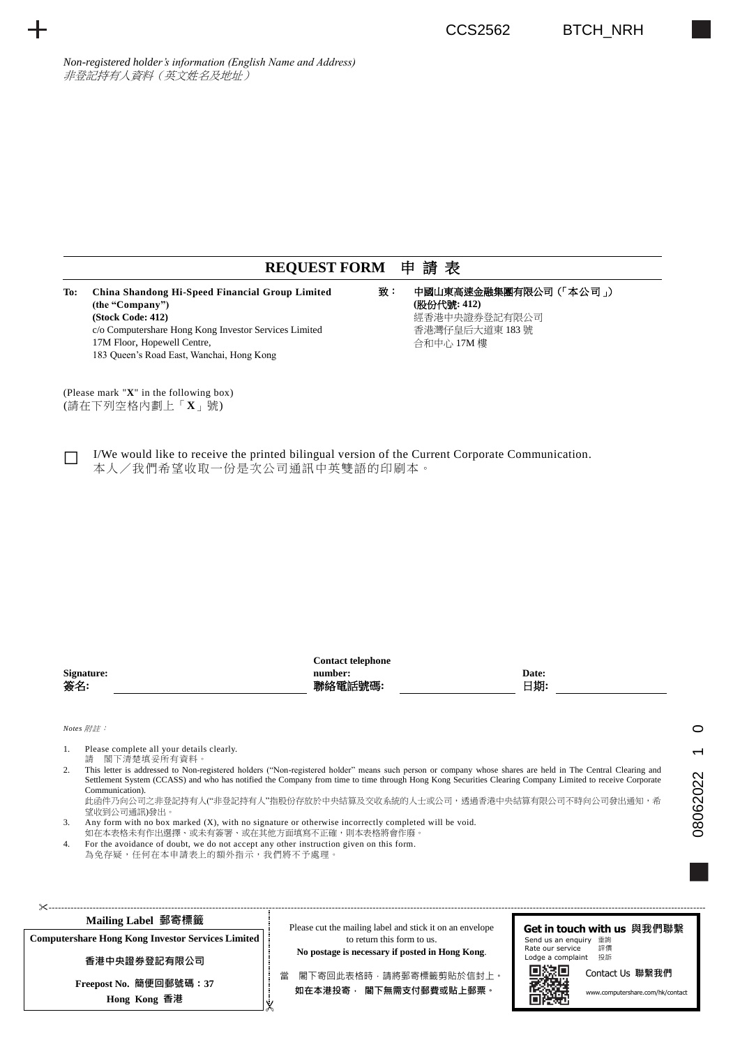CCS2562 BTCH_NRH

*Non-registered holder's information (English Name and Address)*
*非登記持有人資料（英文姓名及地址）*

# REQUEST FORM 申請表

**To: China Shandong Hi-Speed Financial Group Limited (the "Company") (Stock Code: 412)**
c/o Computershare Hong Kong Investor Services Limited
17M Floor, Hopewell Centre,
183 Queen's Road East, Wanchai, Hong Kong

**致： 中國山東高速金融集團有限公司（「本公司」）(股份代號: 412)**
經香港中央證券登記有限公司
香港灣仔皇后大道東183號
合和中心17M樓

(Please mark "**X**" in the following box)
(請在下列空格內劃上「**X**」號)

☐ I/We would like to receive the printed bilingual version of the Current Corporate Communication.
本人／我們希望收取一份是次公司通訊中英雙語的印刷本。

**Signature: 簽名:** ____________ **Contact telephone number: 聯絡電話號碼:** ____________ **Date: 日期:** ____________

*Notes 附註：*

1. Please complete all your details clearly.
   請 閣下清楚填妥所有資料。
2. This letter is addressed to Non-registered holders ("Non-registered holder" means such person or company whose shares are held in The Central Clearing and Settlement System (CCASS) and who has notified the Company from time to time through Hong Kong Securities Clearing Company Limited to receive Corporate Communication).
   此函件乃向公司之非登記持有人("非登記持有人"指股份存放於中央結算及交收系統的人士或公司，透過香港中央結算有限公司不時向公司發出通知，希望收到公司通訊)發出。
3. Any form with no box marked (X), with no signature or otherwise incorrectly completed will be void.
   如在本表格未有作出選擇、或未有簽署、或在其他方面填寫不正確，則本表格將會作廢。
4. For the avoidance of doubt, we do not accept any other instruction given on this form.
   為免存疑，任何在本申請表上的額外指示，我們將不予處理。

**Mailing Label 郵寄標籤**

**Computershare Hong Kong Investor Services Limited**
**香港中央證券登記有限公司**
**Freepost No. 簡便回郵號碼：37**
**Hong Kong 香港**

Please cut the mailing label and stick it on an envelope to return this form to us.
**No postage is necessary if posted in Hong Kong.**

當 閣下寄回此表格時，請將郵寄標籤剪貼於信封上。
**如在本港投寄， 閣下無需支付郵費或貼上郵票。**

**Get in touch with us 與我們聯繫**
Send us an enquiry 垂詢
Rate our service 評價
Lodge a complaint 投訴
Contact Us 聯繫我們
www.computershare.com/hk/contact

08062022 1 0